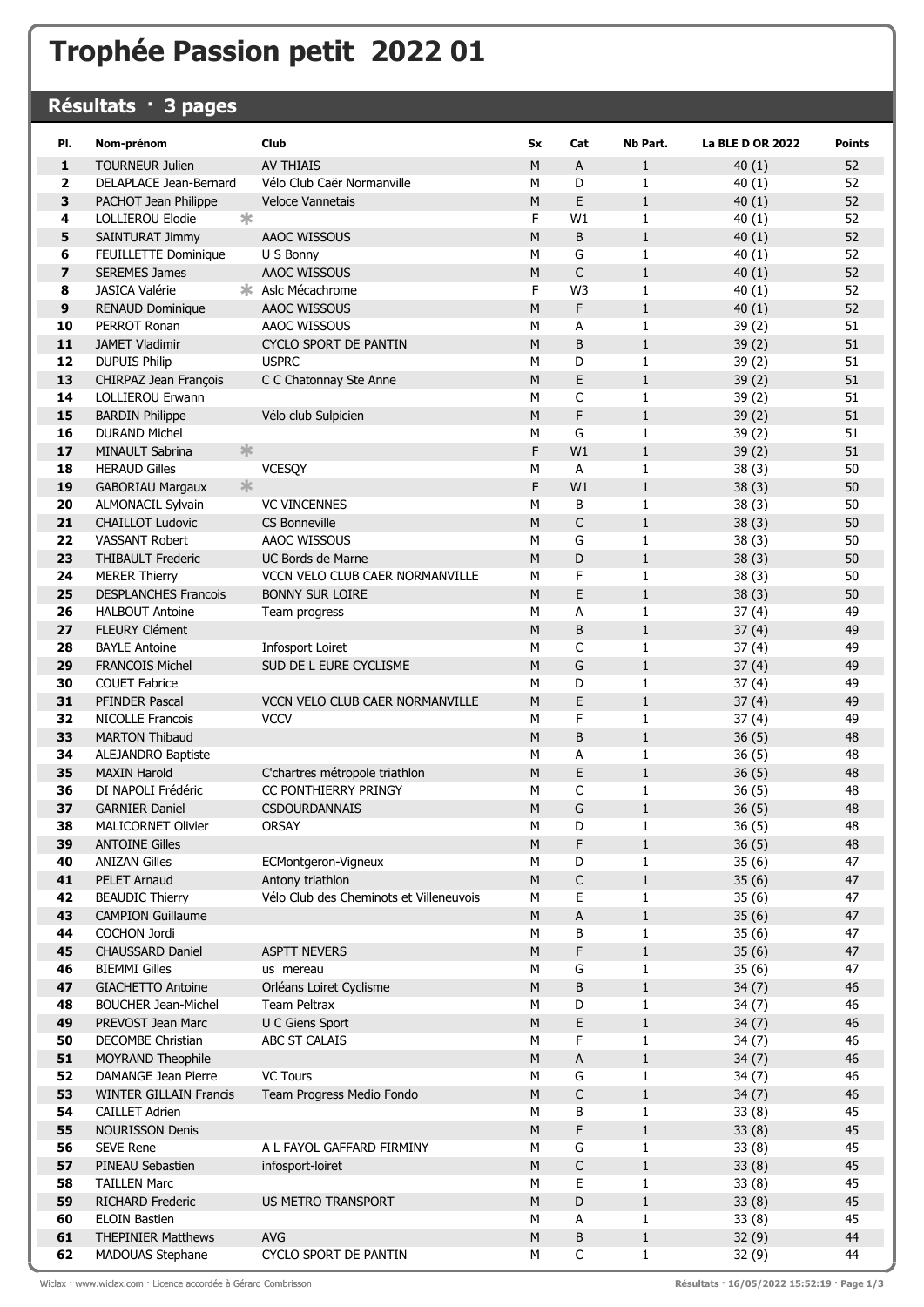# Trophée Passion petit 2022 01

## Résultats · 3 pages

| Pl. | Nom-prénom | Club | Sx | Cat | Nb Part. | La BLE D OR 2022 | Points |
|---|---|---|---|---|---|---|---|
| 1 | TOURNEUR Julien | AV THIAIS | M | A | 1 | 40 (1) | 52 |
| 2 | DELAPLACE Jean-Bernard | Vélo Club Caër Normanville | M | D | 1 | 40 (1) | 52 |
| 3 | PACHOT Jean Philippe | Veloce Vannetais | M | E | 1 | 40 (1) | 52 |
| 4 | LOLLIEROU Elodie * | | F | W1 | 1 | 40 (1) | 52 |
| 5 | SAINTURAT Jimmy | AAOC WISSOUS | M | B | 1 | 40 (1) | 52 |
| 6 | FEUILLETTE Dominique | U S Bonny | M | G | 1 | 40 (1) | 52 |
| 7 | SEREMES James | AAOC WISSOUS | M | C | 1 | 40 (1) | 52 |
| 8 | JASICA Valérie * | Aslc Mécachrome | F | W3 | 1 | 40 (1) | 52 |
| 9 | RENAUD Dominique | AAOC WISSOUS | M | F | 1 | 40 (1) | 52 |
| 10 | PERROT Ronan | AAOC WISSOUS | M | A | 1 | 39 (2) | 51 |
| 11 | JAMET Vladimir | CYCLO SPORT DE PANTIN | M | B | 1 | 39 (2) | 51 |
| 12 | DUPUIS Philip | USPRC | M | D | 1 | 39 (2) | 51 |
| 13 | CHIRPAZ Jean François | C C Chatonnay Ste Anne | M | E | 1 | 39 (2) | 51 |
| 14 | LOLLIEROU Erwann | | M | C | 1 | 39 (2) | 51 |
| 15 | BARDIN Philippe | Vélo club Sulpicien | M | F | 1 | 39 (2) | 51 |
| 16 | DURAND Michel | | M | G | 1 | 39 (2) | 51 |
| 17 | MINAULT Sabrina * | | F | W1 | 1 | 39 (2) | 51 |
| 18 | HERAUD Gilles | VCESQY | M | A | 1 | 38 (3) | 50 |
| 19 | GABORIAU Margaux * | | F | W1 | 1 | 38 (3) | 50 |
| 20 | ALMONACIL Sylvain | VC VINCENNES | M | B | 1 | 38 (3) | 50 |
| 21 | CHAILLOT Ludovic | CS Bonneville | M | C | 1 | 38 (3) | 50 |
| 22 | VASSANT Robert | AAOC WISSOUS | M | G | 1 | 38 (3) | 50 |
| 23 | THIBAULT Frederic | UC Bords de Marne | M | D | 1 | 38 (3) | 50 |
| 24 | MERER Thierry | VCCN VELO CLUB CAER NORMANVILLE | M | F | 1 | 38 (3) | 50 |
| 25 | DESPLANCHES Francois | BONNY SUR LOIRE | M | E | 1 | 38 (3) | 50 |
| 26 | HALBOUT Antoine | Team progress | M | A | 1 | 37 (4) | 49 |
| 27 | FLEURY Clément | | M | B | 1 | 37 (4) | 49 |
| 28 | BAYLE Antoine | Infosport Loiret | M | C | 1 | 37 (4) | 49 |
| 29 | FRANCOIS Michel | SUD DE L EURE CYCLISME | M | G | 1 | 37 (4) | 49 |
| 30 | COUET Fabrice | | M | D | 1 | 37 (4) | 49 |
| 31 | PFINDER Pascal | VCCN VELO CLUB CAER NORMANVILLE | M | E | 1 | 37 (4) | 49 |
| 32 | NICOLLE Francois | VCCV | M | F | 1 | 37 (4) | 49 |
| 33 | MARTON Thibaud | | M | B | 1 | 36 (5) | 48 |
| 34 | ALEJANDRO Baptiste | | M | A | 1 | 36 (5) | 48 |
| 35 | MAXIN Harold | C'chartres métropole triathlon | M | E | 1 | 36 (5) | 48 |
| 36 | DI NAPOLI Frédéric | CC PONTHIERRY PRINGY | M | C | 1 | 36 (5) | 48 |
| 37 | GARNIER Daniel | CSDOURDANNAIS | M | G | 1 | 36 (5) | 48 |
| 38 | MALICORNET Olivier | ORSAY | M | D | 1 | 36 (5) | 48 |
| 39 | ANTOINE Gilles | | M | F | 1 | 36 (5) | 48 |
| 40 | ANIZAN Gilles | ECMontgeron-Vigneux | M | D | 1 | 35 (6) | 47 |
| 41 | PELET Arnaud | Antony triathlon | M | C | 1 | 35 (6) | 47 |
| 42 | BEAUDIC Thierry | Vélo Club des Cheminots et Villeneuvois | M | E | 1 | 35 (6) | 47 |
| 43 | CAMPION Guillaume | | M | A | 1 | 35 (6) | 47 |
| 44 | COCHON Jordi | | M | B | 1 | 35 (6) | 47 |
| 45 | CHAUSSARD Daniel | ASPTT NEVERS | M | F | 1 | 35 (6) | 47 |
| 46 | BIEMMI Gilles | us mereau | M | G | 1 | 35 (6) | 47 |
| 47 | GIACHETTO Antoine | Orléans Loiret Cyclisme | M | B | 1 | 34 (7) | 46 |
| 48 | BOUCHER Jean-Michel | Team Peltrax | M | D | 1 | 34 (7) | 46 |
| 49 | PREVOST Jean Marc | U C Giens Sport | M | E | 1 | 34 (7) | 46 |
| 50 | DECOMBE Christian | ABC ST CALAIS | M | F | 1 | 34 (7) | 46 |
| 51 | MOYRAND Theophile | | M | A | 1 | 34 (7) | 46 |
| 52 | DAMANGE Jean Pierre | VC Tours | M | G | 1 | 34 (7) | 46 |
| 53 | WINTER GILLAIN Francis | Team Progress Medio Fondo | M | C | 1 | 34 (7) | 46 |
| 54 | CAILLET Adrien | | M | B | 1 | 33 (8) | 45 |
| 55 | NOURISSON Denis | | M | F | 1 | 33 (8) | 45 |
| 56 | SEVE Rene | A L FAYOL GAFFARD FIRMINY | M | G | 1 | 33 (8) | 45 |
| 57 | PINEAU Sebastien | infosport-loiret | M | C | 1 | 33 (8) | 45 |
| 58 | TAILLEN Marc | | M | E | 1 | 33 (8) | 45 |
| 59 | RICHARD Frederic | US METRO TRANSPORT | M | D | 1 | 33 (8) | 45 |
| 60 | ELOIN Bastien | | M | A | 1 | 33 (8) | 45 |
| 61 | THEPINIER Matthews | AVG | M | B | 1 | 32 (9) | 44 |
| 62 | MADOUAS Stephane | CYCLO SPORT DE PANTIN | M | C | 1 | 32 (9) | 44 |

Wiclax · www.wiclax.com · Licence accordée à Gérard Combrisson

Résultats · 16/05/2022 15:52:19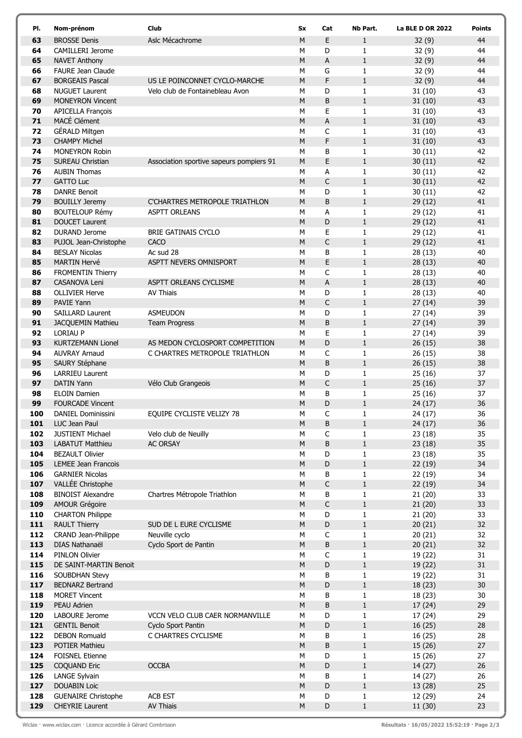| Pl. | Nom-prénom | Club | Sx | Cat | Nb Part. | La BLE D OR 2022 | Points |
|---|---|---|---|---|---|---|---|
| 63 | BROSSE Denis | Aslc Mécachrome | M | E | 1 | 32 (9) | 44 |
| 64 | CAMILLERI Jerome | | M | D | 1 | 32 (9) | 44 |
| 65 | NAVET Anthony | | M | A | 1 | 32 (9) | 44 |
| 66 | FAURE Jean Claude | | M | G | 1 | 32 (9) | 44 |
| 67 | BORGEAIS Pascal | US LE POINCONNET CYCLO-MARCHE | M | F | 1 | 32 (9) | 44 |
| 68 | NUGUET Laurent | Velo club de Fontainebleau Avon | M | D | 1 | 31 (10) | 43 |
| 69 | MONEYRON Vincent | | M | B | 1 | 31 (10) | 43 |
| 70 | APICELLA François | | M | E | 1 | 31 (10) | 43 |
| 71 | MACÉ Clément | | M | A | 1 | 31 (10) | 43 |
| 72 | GÉRALD Miltgen | | M | C | 1 | 31 (10) | 43 |
| 73 | CHAMPY Michel | | M | F | 1 | 31 (10) | 43 |
| 74 | MONEYRON Robin | | M | B | 1 | 30 (11) | 42 |
| 75 | SUREAU Christian | Association sportive sapeurs pompiers 91 | M | E | 1 | 30 (11) | 42 |
| 76 | AUBIN Thomas | | M | A | 1 | 30 (11) | 42 |
| 77 | GATTO Luc | | M | C | 1 | 30 (11) | 42 |
| 78 | DANRE Benoit | | M | D | 1 | 30 (11) | 42 |
| 79 | BOUILLY Jeremy | C'CHARTRES METROPOLE TRIATHLON | M | B | 1 | 29 (12) | 41 |
| 80 | BOUTELOUP Rémy | ASPTT ORLEANS | M | A | 1 | 29 (12) | 41 |
| 81 | DOUCET Laurent | | M | D | 1 | 29 (12) | 41 |
| 82 | DURAND Jerome | BRIE GATINAIS CYCLO | M | E | 1 | 29 (12) | 41 |
| 83 | PUJOL Jean-Christophe | CACO | M | C | 1 | 29 (12) | 41 |
| 84 | BESLAY Nicolas | Ac sud 28 | M | B | 1 | 28 (13) | 40 |
| 85 | MARTIN Hervé | ASPTT NEVERS OMNISPORT | M | E | 1 | 28 (13) | 40 |
| 86 | FROMENTIN Thierry | | M | C | 1 | 28 (13) | 40 |
| 87 | CASANOVA Leni | ASPTT ORLEANS CYCLISME | M | A | 1 | 28 (13) | 40 |
| 88 | OLLIVIER Herve | AV Thiais | M | D | 1 | 28 (13) | 40 |
| 89 | PAVIE Yann | | M | C | 1 | 27 (14) | 39 |
| 90 | SAILLARD Laurent | ASMEUDON | M | D | 1 | 27 (14) | 39 |
| 91 | JACQUEMIN Mathieu | Team Progress | M | B | 1 | 27 (14) | 39 |
| 92 | LORIAU P | | M | E | 1 | 27 (14) | 39 |
| 93 | KURTZEMANN Lionel | AS MEDON CYCLOSPORT COMPETITION | M | D | 1 | 26 (15) | 38 |
| 94 | AUVRAY Arnaud | C CHARTRES METROPOLE TRIATHLON | M | C | 1 | 26 (15) | 38 |
| 95 | SAURY Stéphane | | M | B | 1 | 26 (15) | 38 |
| 96 | LARRIEU Laurent | | M | D | 1 | 25 (16) | 37 |
| 97 | DATIN Yann | Vélo Club Grangeois | M | C | 1 | 25 (16) | 37 |
| 98 | ELOIN Damien | | M | B | 1 | 25 (16) | 37 |
| 99 | FOURCADE Vincent | | M | D | 1 | 24 (17) | 36 |
| 100 | DANIEL Dominissini | EQUIPE CYCLISTE VELIZY 78 | M | C | 1 | 24 (17) | 36 |
| 101 | LUC Jean Paul | | M | B | 1 | 24 (17) | 36 |
| 102 | JUSTIENT Michael | Velo club de Neuilly | M | C | 1 | 23 (18) | 35 |
| 103 | LABATUT Matthieu | AC ORSAY | M | B | 1 | 23 (18) | 35 |
| 104 | BEZAULT Olivier | | M | D | 1 | 23 (18) | 35 |
| 105 | LEMEE Jean Francois | | M | D | 1 | 22 (19) | 34 |
| 106 | GARNIER Nicolas | | M | B | 1 | 22 (19) | 34 |
| 107 | VALLÉE Christophe | | M | C | 1 | 22 (19) | 34 |
| 108 | BINOIST Alexandre | Chartres Métropole Triathlon | M | B | 1 | 21 (20) | 33 |
| 109 | AMOUR Grégoire | | M | C | 1 | 21 (20) | 33 |
| 110 | CHARTON Philippe | | M | D | 1 | 21 (20) | 33 |
| 111 | RAULT Thierry | SUD DE L EURE CYCLISME | M | D | 1 | 20 (21) | 32 |
| 112 | CRAND Jean-Philippe | Neuville cyclo | M | C | 1 | 20 (21) | 32 |
| 113 | DIAS Nathanaël | Cyclo Sport de Pantin | M | B | 1 | 20 (21) | 32 |
| 114 | PINLON Olivier | | M | C | 1 | 19 (22) | 31 |
| 115 | DE SAINT-MARTIN Benoit | | M | D | 1 | 19 (22) | 31 |
| 116 | SOUBDHAN Stevy | | M | B | 1 | 19 (22) | 31 |
| 117 | BEDNARZ Bertrand | | M | D | 1 | 18 (23) | 30 |
| 118 | MORET Vincent | | M | B | 1 | 18 (23) | 30 |
| 119 | PEAU Adrien | | M | B | 1 | 17 (24) | 29 |
| 120 | LABOURE Jerome | VCCN VELO CLUB CAER NORMANVILLE | M | D | 1 | 17 (24) | 29 |
| 121 | GENTIL Benoit | Cyclo Sport Pantin | M | D | 1 | 16 (25) | 28 |
| 122 | DEBON Romuald | C CHARTRES CYCLISME | M | B | 1 | 16 (25) | 28 |
| 123 | POTIER Mathieu | | M | B | 1 | 15 (26) | 27 |
| 124 | FOISNEL Etienne | | M | D | 1 | 15 (26) | 27 |
| 125 | COQUAND Eric | OCCBA | M | D | 1 | 14 (27) | 26 |
| 126 | LANGE Sylvain | | M | B | 1 | 14 (27) | 26 |
| 127 | DOUABIN Loic | | M | D | 1 | 13 (28) | 25 |
| 128 | GUENAIRE Christophe | ACB EST | M | D | 1 | 12 (29) | 24 |
| 129 | CHEYRIE Laurent | AV Thiais | M | D | 1 | 11 (30) | 23 |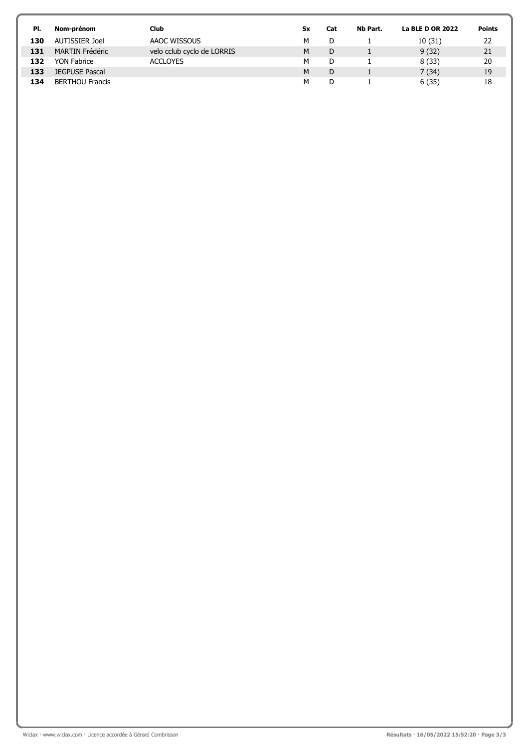| Pl. | Nom-prénom | Club | Sx | Cat | Nb Part. | La BLE D OR 2022 | Points |
|---|---|---|---|---|---|---|---|
| **130** | AUTISSIER Joel | AAOC WISSOUS | M | D | 1 | 10 (31) | 22 |
| **131** | MARTIN Frédéric | velo cclub cyclo de LORRIS | M | D | 1 | 9 (32) | 21 |
| **132** | YON Fabrice | ACCLOYES | M | D | 1 | 8 (33) | 20 |
| **133** | JEGPUSE Pascal | | M | D | 1 | 7 (34) | 19 |
| **134** | BERTHOU Francis | | M | D | 1 | 6 (35) | 18 |

Wiclax · www.wiclax.com · Licence accordée à Gérard Combrisson

Résultats · 16/05/2022 15:52:20